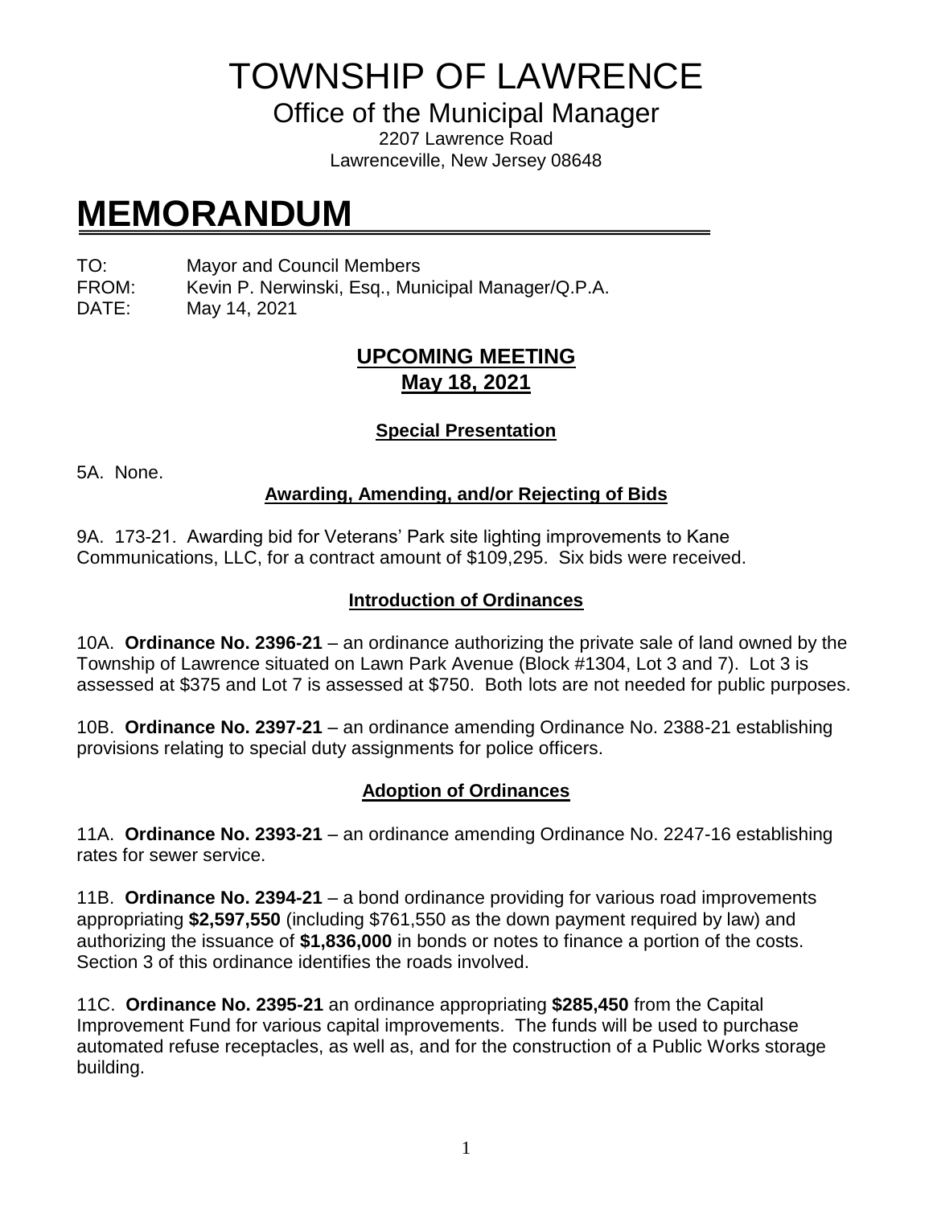# TOWNSHIP OF LAWRENCE

Office of the Municipal Manager

2207 Lawrence Road
Lawrenceville, New Jersey 08648

# MEMORANDUM

TO: Mayor and Council Members
FROM: Kevin P. Nerwinski, Esq., Municipal Manager/Q.P.A.
DATE: May 14, 2021

## UPCOMING MEETING
## May 18, 2021

### Special Presentation

5A. None.

### Awarding, Amending, and/or Rejecting of Bids

9A. 173-21. Awarding bid for Veterans' Park site lighting improvements to Kane Communications, LLC, for a contract amount of $109,295. Six bids were received.

### Introduction of Ordinances

10A. **Ordinance No. 2396-21** – an ordinance authorizing the private sale of land owned by the Township of Lawrence situated on Lawn Park Avenue (Block #1304, Lot 3 and 7). Lot 3 is assessed at $375 and Lot 7 is assessed at $750. Both lots are not needed for public purposes.

10B. **Ordinance No. 2397-21** – an ordinance amending Ordinance No. 2388-21 establishing provisions relating to special duty assignments for police officers.

### Adoption of Ordinances

11A. **Ordinance No. 2393-21** – an ordinance amending Ordinance No. 2247-16 establishing rates for sewer service.

11B. **Ordinance No. 2394-21** – a bond ordinance providing for various road improvements appropriating **$2,597,550** (including $761,550 as the down payment required by law) and authorizing the issuance of **$1,836,000** in bonds or notes to finance a portion of the costs. Section 3 of this ordinance identifies the roads involved.

11C. **Ordinance No. 2395-21** an ordinance appropriating **$285,450** from the Capital Improvement Fund for various capital improvements. The funds will be used to purchase automated refuse receptacles, as well as, and for the construction of a Public Works storage building.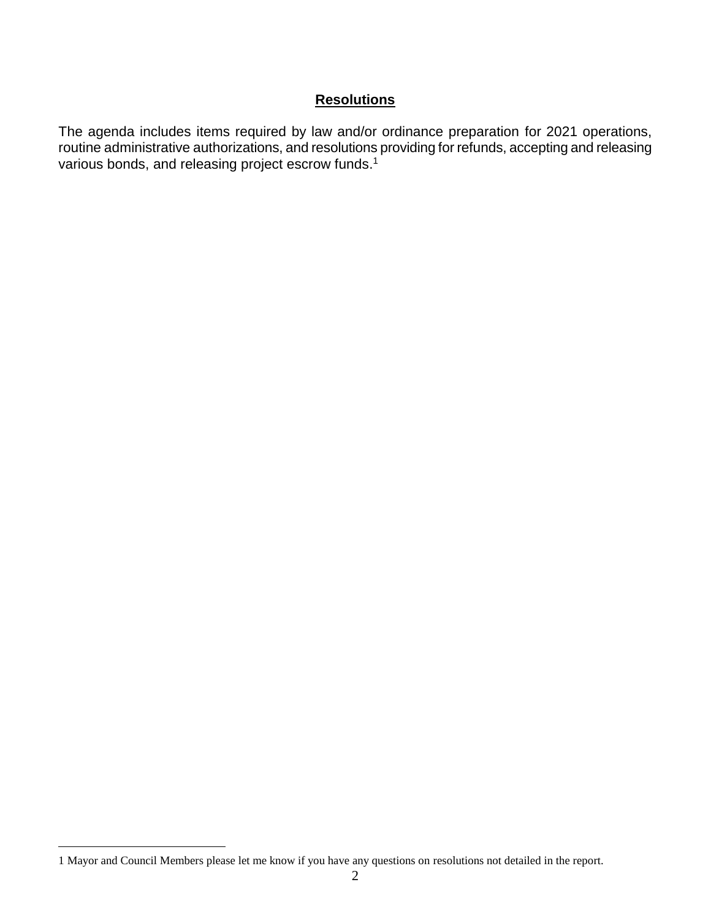## Resolutions

The agenda includes items required by law and/or ordinance preparation for 2021 operations, routine administrative authorizations, and resolutions providing for refunds, accepting and releasing various bonds, and releasing project escrow funds.[1]

[1] Mayor and Council Members please let me know if you have any questions on resolutions not detailed in the report.